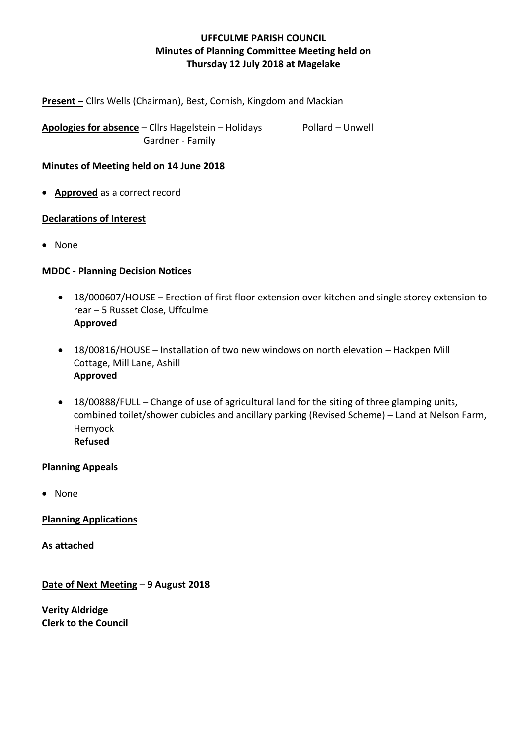**UFFCULME PARISH COUNCIL**
**Minutes of Planning Committee Meeting held on**
**Thursday 12 July 2018 at Magelake**

**Present –** Cllrs Wells (Chairman), Best, Cornish, Kingdom and Mackian

**Apologies for absence** – Cllrs Hagelstein – Holidays          Pollard – Unwell
Gardner - Family

**Minutes of Meeting held on 14 June 2018**

- **Approved** as a correct record

**Declarations of Interest**

- None

**MDDC - Planning Decision Notices**

- 18/000607/HOUSE – Erection of first floor extension over kitchen and single storey extension to rear – 5 Russet Close, Uffculme
  **Approved**

- 18/00816/HOUSE – Installation of two new windows on north elevation – Hackpen Mill Cottage, Mill Lane, Ashill
  **Approved**

- 18/00888/FULL – Change of use of agricultural land for the siting of three glamping units, combined toilet/shower cubicles and ancillary parking (Revised Scheme) – Land at Nelson Farm, Hemyock
  **Refused**

**Planning Appeals**

- None

**Planning Applications**

**As attached**

**Date of Next Meeting** – **9 August 2018**

**Verity Aldridge**
**Clerk to the Council**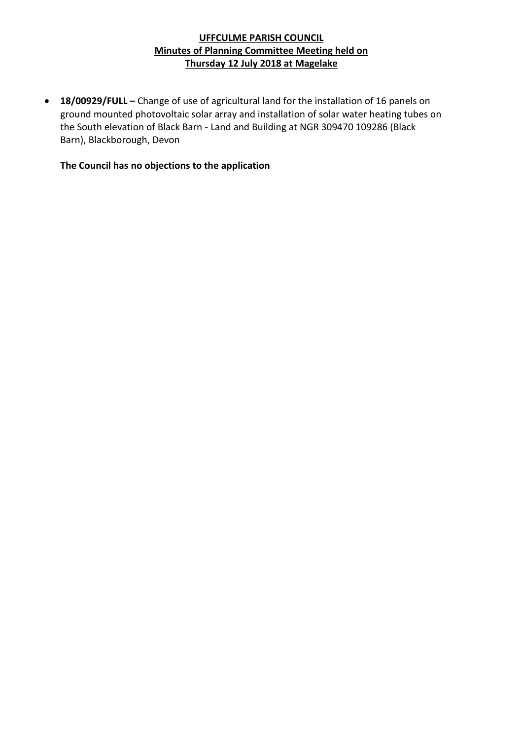**UFFCULME PARISH COUNCIL**
**Minutes of Planning Committee Meeting held on**
**Thursday 12 July 2018 at Magelake**

- **18/00929/FULL –** Change of use of agricultural land for the installation of 16 panels on ground mounted photovoltaic solar array and installation of solar water heating tubes on the South elevation of Black Barn - Land and Building at NGR 309470 109286 (Black Barn), Blackborough, Devon

  **The Council has no objections to the application**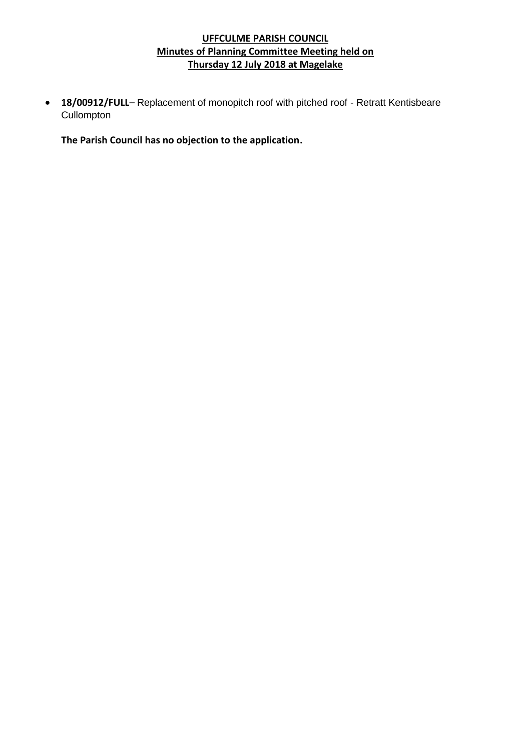**UFFCULME PARISH COUNCIL**
**Minutes of Planning Committee Meeting held on**
**Thursday 12 July 2018 at Magelake**

- **18/00912/FULL**– Replacement of monopitch roof with pitched roof - Retratt Kentisbeare Cullompton

  **The Parish Council has no objection to the application.**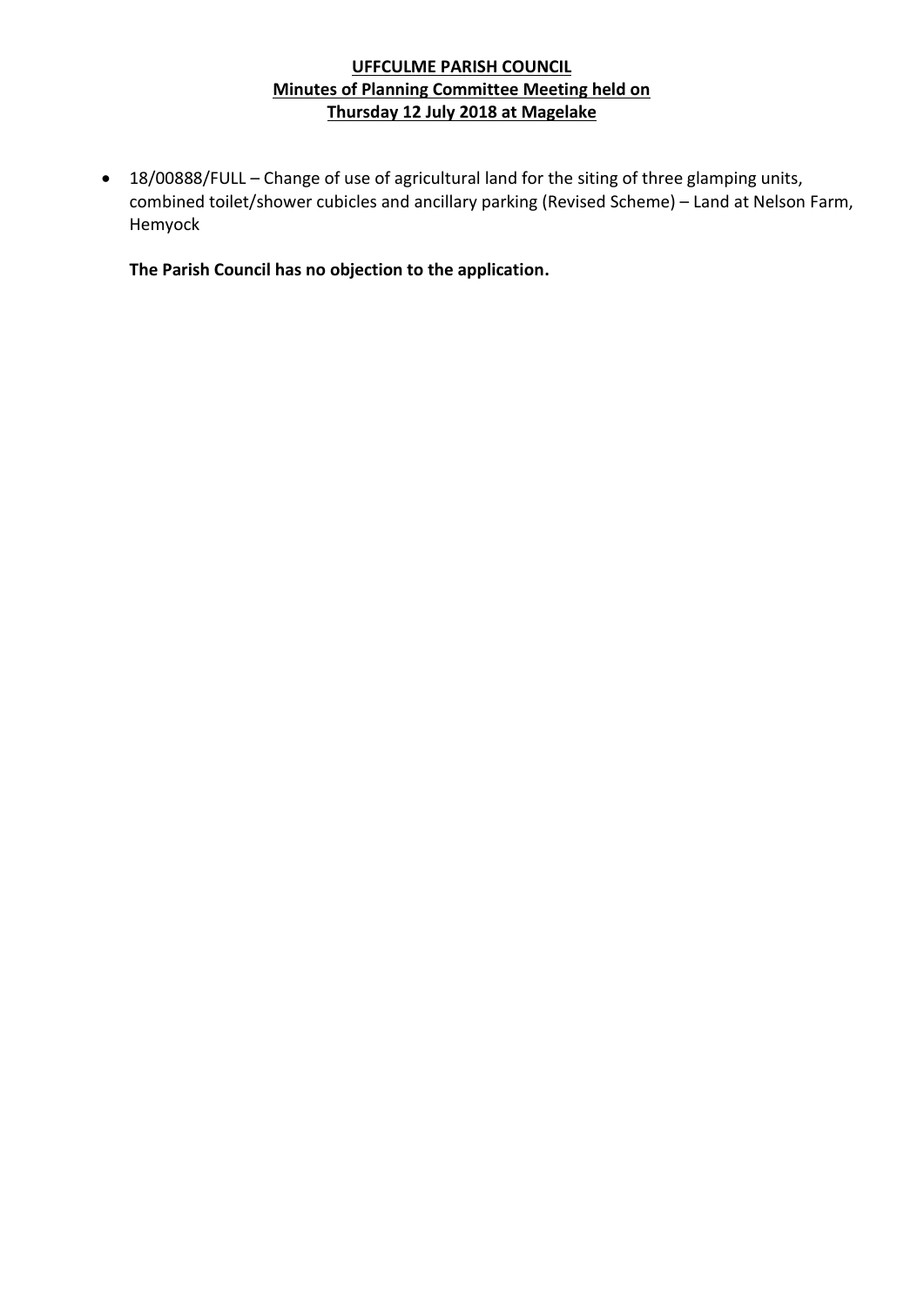**UFFCULME PARISH COUNCIL**
**Minutes of Planning Committee Meeting held on**
**Thursday 12 July 2018 at Magelake**

- 18/00888/FULL – Change of use of agricultural land for the siting of three glamping units, combined toilet/shower cubicles and ancillary parking (Revised Scheme) – Land at Nelson Farm, Hemyock

  **The Parish Council has no objection to the application.**